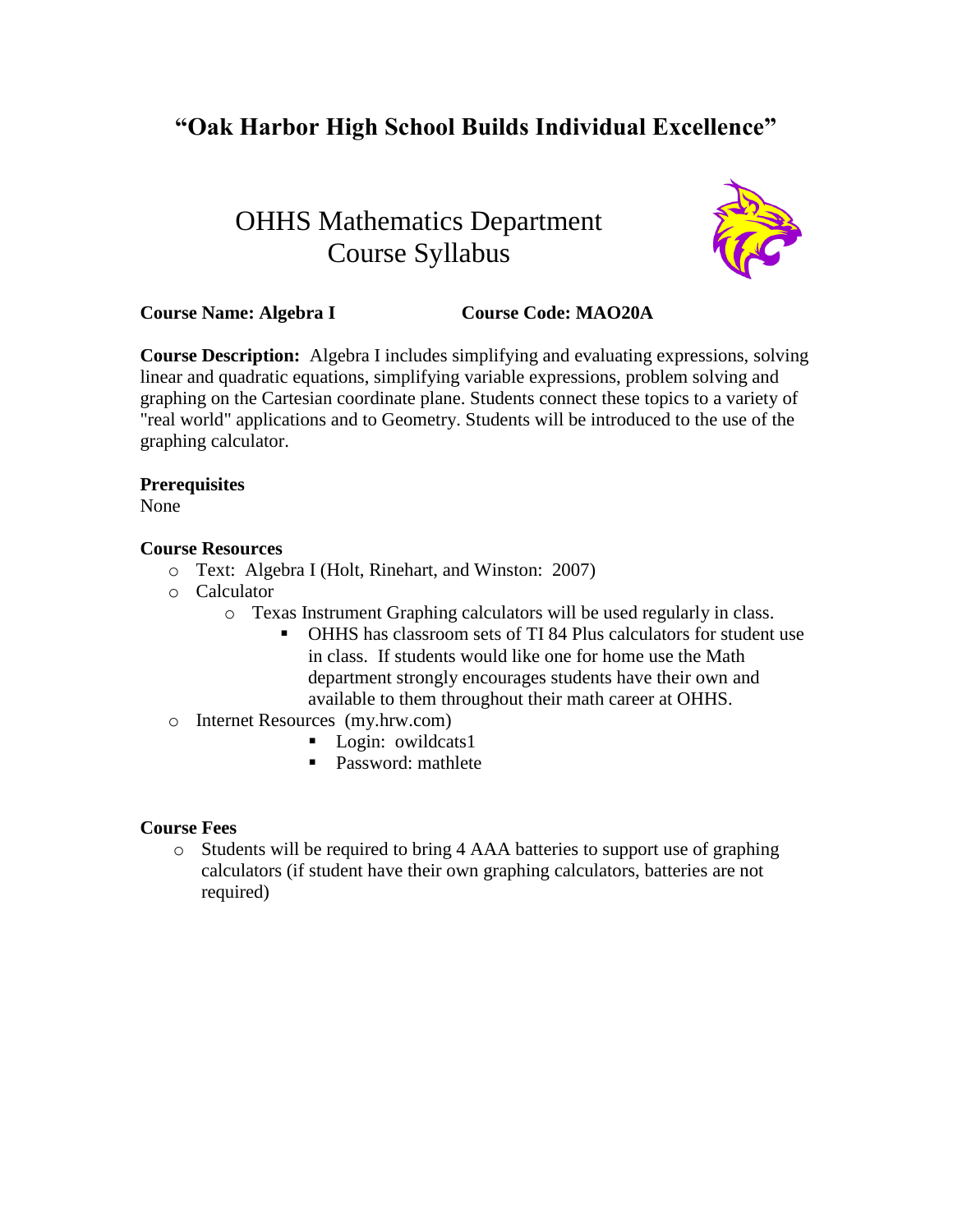# "Oak Harbor High School Builds Individual Excellence"

## OHHS Mathematics Department
## Course Syllabus

**Course Name: Algebra I** **Course Code: MAO20A**

**Course Description:** Algebra I includes simplifying and evaluating expressions, solving linear and quadratic equations, simplifying variable expressions, problem solving and graphing on the Cartesian coordinate plane. Students connect these topics to a variety of "real world" applications and to Geometry. Students will be introduced to the use of the graphing calculator.

**Prerequisites**
None

**Course Resources**

- Text: Algebra I (Holt, Rinehart, and Winston: 2007)
- Calculator
  - Texas Instrument Graphing calculators will be used regularly in class.
    - OHHS has classroom sets of TI 84 Plus calculators for student use in class. If students would like one for home use the Math department strongly encourages students have their own and available to them throughout their math career at OHHS.
- Internet Resources (my.hrw.com)
  - Login: owildcats1
  - Password: mathlete

**Course Fees**

- Students will be required to bring 4 AAA batteries to support use of graphing calculators (if student have their own graphing calculators, batteries are not required)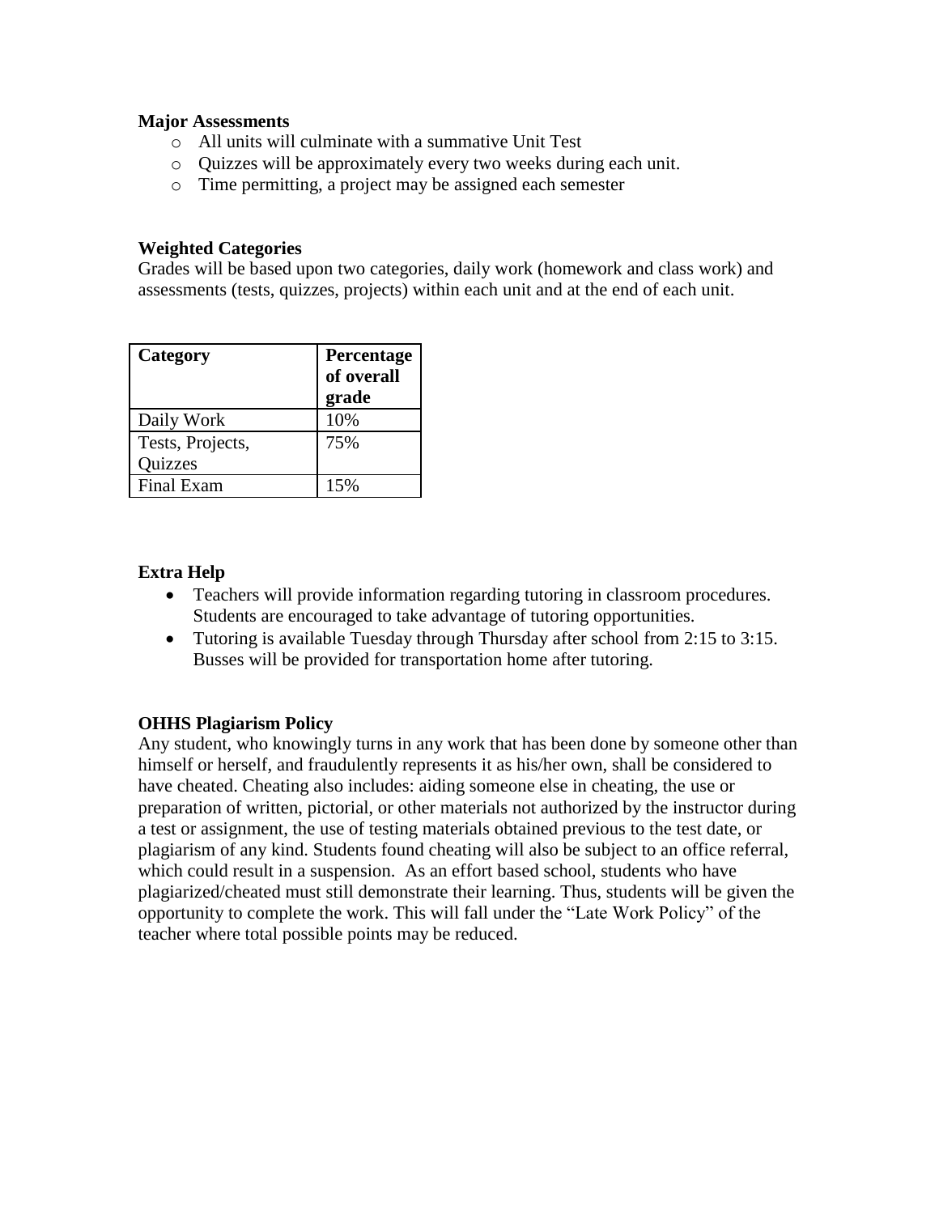**Major Assessments**

- All units will culminate with a summative Unit Test
- Quizzes will be approximately every two weeks during each unit.
- Time permitting, a project may be assigned each semester

**Weighted Categories**

Grades will be based upon two categories, daily work (homework and class work) and assessments (tests, quizzes, projects) within each unit and at the end of each unit.

| Category | Percentage of overall grade |
|---|---|
| Daily Work | 10% |
| Tests, Projects, Quizzes | 75% |
| Final Exam | 15% |

**Extra Help**

- Teachers will provide information regarding tutoring in classroom procedures. Students are encouraged to take advantage of tutoring opportunities.
- Tutoring is available Tuesday through Thursday after school from 2:15 to 3:15. Busses will be provided for transportation home after tutoring.

**OHHS Plagiarism Policy**

Any student, who knowingly turns in any work that has been done by someone other than himself or herself, and fraudulently represents it as his/her own, shall be considered to have cheated. Cheating also includes: aiding someone else in cheating, the use or preparation of written, pictorial, or other materials not authorized by the instructor during a test or assignment, the use of testing materials obtained previous to the test date, or plagiarism of any kind. Students found cheating will also be subject to an office referral, which could result in a suspension. As an effort based school, students who have plagiarized/cheated must still demonstrate their learning. Thus, students will be given the opportunity to complete the work. This will fall under the "Late Work Policy" of the teacher where total possible points may be reduced.